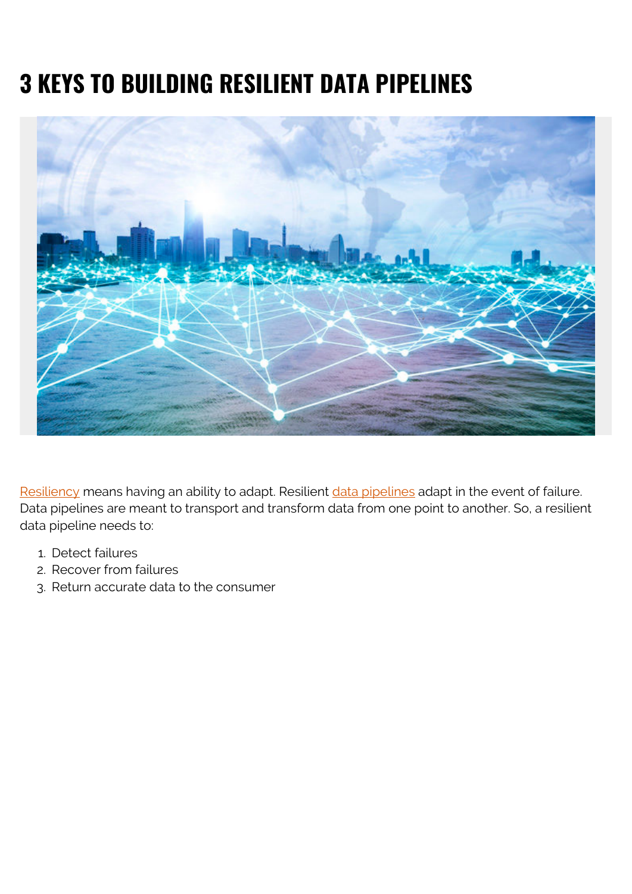# 3 KEYS TO BUILDING RESILIENT DATA PIPELINES

Resiliency means having an ability to adapt. Resilient data pipelines adapt in the event of failure. Data pipelines are meant to transport and transform data from one point to another. So, a resilient data pipeline needs to:

1. Detect failures
2. Recover from failures
3. Return accurate data to the consumer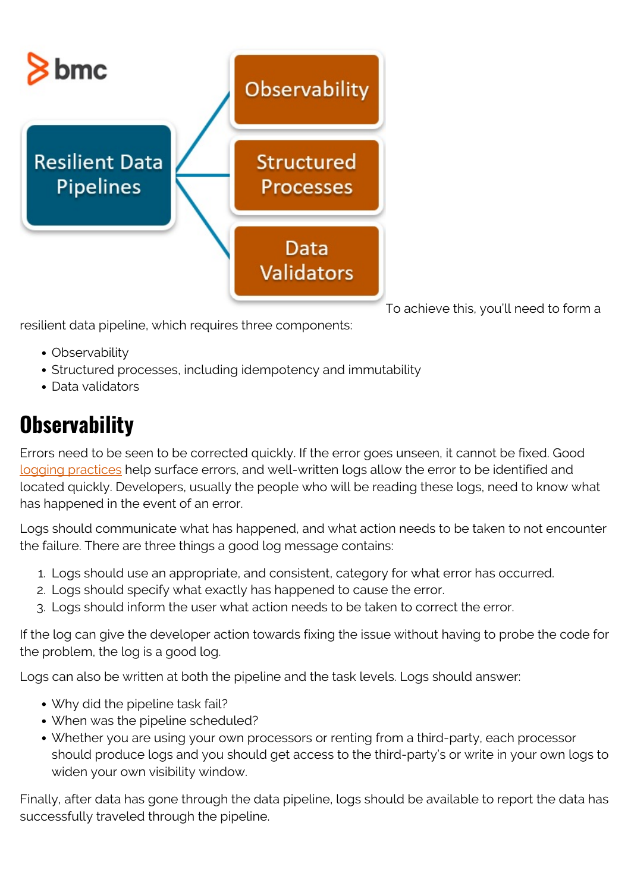To achieve this, you'll need to form a resilient data pipeline, which requires three components:

- Observability
- Structured processes, including idempotency and immutability
- Data validators

## Observability

Errors need to be seen to be corrected quickly. If the error goes unseen, it cannot be fixed. Good logging practices help surface errors, and well-written logs allow the error to be identified and located quickly. Developers, usually the people who will be reading these logs, need to know what has happened in the event of an error.

Logs should communicate what has happened, and what action needs to be taken to not encounter the failure. There are three things a good log message contains:

1. Logs should use an appropriate, and consistent, category for what error has occurred.
2. Logs should specify what exactly has happened to cause the error.
3. Logs should inform the user what action needs to be taken to correct the error.

If the log can give the developer action towards fixing the issue without having to probe the code for the problem, the log is a good log.

Logs can also be written at both the pipeline and the task levels. Logs should answer:

- Why did the pipeline task fail?
- When was the pipeline scheduled?
- Whether you are using your own processors or renting from a third-party, each processor should produce logs and you should get access to the third-party's or write in your own logs to widen your own visibility window.

Finally, after data has gone through the data pipeline, logs should be available to report the data has successfully traveled through the pipeline.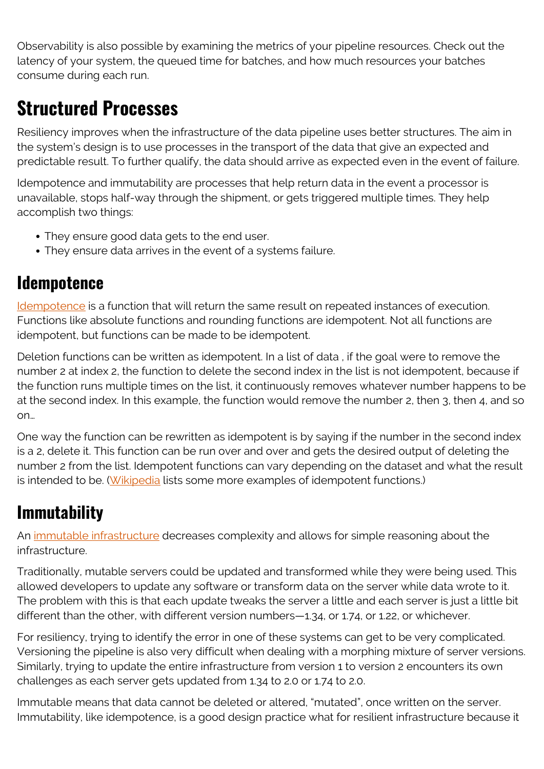Observability is also possible by examining the metrics of your pipeline resources. Check out the latency of your system, the queued time for batches, and how much resources your batches consume during each run.

## Structured Processes

Resiliency improves when the infrastructure of the data pipeline uses better structures. The aim in the system's design is to use processes in the transport of the data that give an expected and predictable result. To further qualify, the data should arrive as expected even in the event of failure.

Idempotence and immutability are processes that help return data in the event a processor is unavailable, stops half-way through the shipment, or gets triggered multiple times. They help accomplish two things:

- They ensure good data gets to the end user.
- They ensure data arrives in the event of a systems failure.

### Idempotence

Idempotence is a function that will return the same result on repeated instances of execution. Functions like absolute functions and rounding functions are idempotent. Not all functions are idempotent, but functions can be made to be idempotent.

Deletion functions can be written as idempotent. In a list of data , if the goal were to remove the number 2 at index 2, the function to delete the second index in the list is not idempotent, because if the function runs multiple times on the list, it continuously removes whatever number happens to be at the second index. In this example, the function would remove the number 2, then 3, then 4, and so on…

One way the function can be rewritten as idempotent is by saying if the number in the second index is a 2, delete it. This function can be run over and over and gets the desired output of deleting the number 2 from the list. Idempotent functions can vary depending on the dataset and what the result is intended to be. (Wikipedia lists some more examples of idempotent functions.)

### Immutability

An immutable infrastructure decreases complexity and allows for simple reasoning about the infrastructure.

Traditionally, mutable servers could be updated and transformed while they were being used. This allowed developers to update any software or transform data on the server while data wrote to it. The problem with this is that each update tweaks the server a little and each server is just a little bit different than the other, with different version numbers—1.34, or 1.74, or 1.22, or whichever.

For resiliency, trying to identify the error in one of these systems can get to be very complicated. Versioning the pipeline is also very difficult when dealing with a morphing mixture of server versions. Similarly, trying to update the entire infrastructure from version 1 to version 2 encounters its own challenges as each server gets updated from 1.34 to 2.0 or 1.74 to 2.0.

Immutable means that data cannot be deleted or altered, "mutated", once written on the server. Immutability, like idempotence, is a good design practice what for resilient infrastructure because it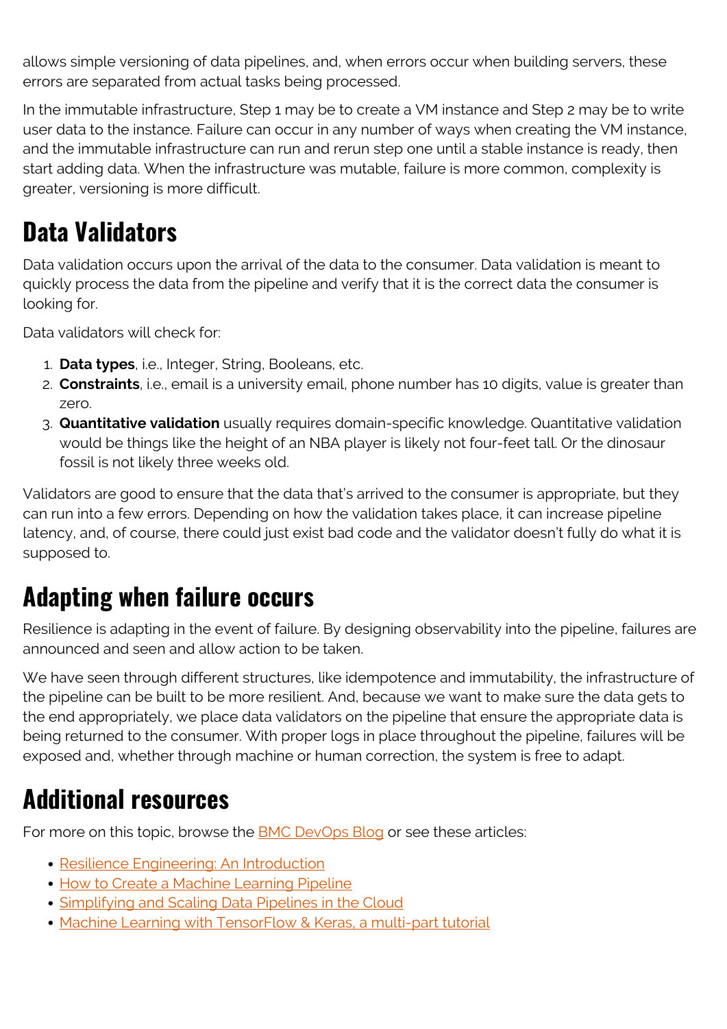allows simple versioning of data pipelines, and, when errors occur when building servers, these errors are separated from actual tasks being processed.

In the immutable infrastructure, Step 1 may be to create a VM instance and Step 2 may be to write user data to the instance. Failure can occur in any number of ways when creating the VM instance, and the immutable infrastructure can run and rerun step one until a stable instance is ready, then start adding data. When the infrastructure was mutable, failure is more common, complexity is greater, versioning is more difficult.

## Data Validators

Data validation occurs upon the arrival of the data to the consumer. Data validation is meant to quickly process the data from the pipeline and verify that it is the correct data the consumer is looking for.

Data validators will check for:

1. **Data types**, i.e., Integer, String, Booleans, etc.
2. **Constraints**, i.e., email is a university email, phone number has 10 digits, value is greater than zero.
3. **Quantitative validation** usually requires domain-specific knowledge. Quantitative validation would be things like the height of an NBA player is likely not four-feet tall. Or the dinosaur fossil is not likely three weeks old.

Validators are good to ensure that the data that's arrived to the consumer is appropriate, but they can run into a few errors. Depending on how the validation takes place, it can increase pipeline latency, and, of course, there could just exist bad code and the validator doesn't fully do what it is supposed to.

## Adapting when failure occurs

Resilience is adapting in the event of failure. By designing observability into the pipeline, failures are announced and seen and allow action to be taken.

We have seen through different structures, like idempotence and immutability, the infrastructure of the pipeline can be built to be more resilient. And, because we want to make sure the data gets to the end appropriately, we place data validators on the pipeline that ensure the appropriate data is being returned to the consumer. With proper logs in place throughout the pipeline, failures will be exposed and, whether through machine or human correction, the system is free to adapt.

## Additional resources

For more on this topic, browse the BMC DevOps Blog or see these articles:

- Resilience Engineering: An Introduction
- How to Create a Machine Learning Pipeline
- Simplifying and Scaling Data Pipelines in the Cloud
- Machine Learning with TensorFlow & Keras, a multi-part tutorial